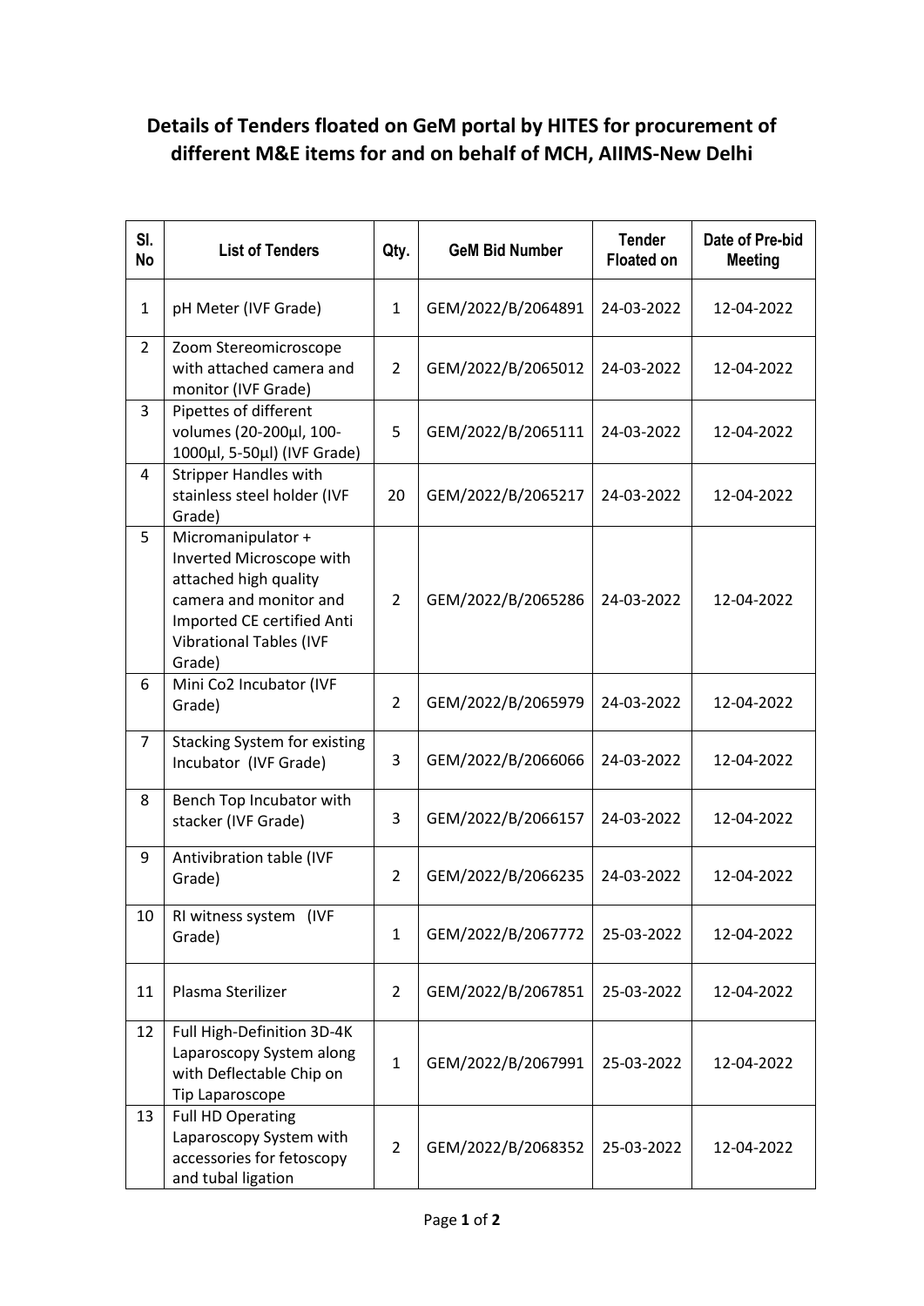# Details of Tenders floated on GeM portal by HITES for procurement of different M&E items for and on behalf of MCH, AIIMS-New Delhi

| Sl. No | List of Tenders | Qty. | GeM Bid Number | Tender Floated on | Date of Pre-bid Meeting |
|---|---|---|---|---|---|
| 1 | pH Meter (IVF Grade) | 1 | GEM/2022/B/2064891 | 24-03-2022 | 12-04-2022 |
| 2 | Zoom Stereomicroscope with attached camera and monitor (IVF Grade) | 2 | GEM/2022/B/2065012 | 24-03-2022 | 12-04-2022 |
| 3 | Pipettes of different volumes (20-200µl, 100-1000µl, 5-50µl) (IVF Grade) | 5 | GEM/2022/B/2065111 | 24-03-2022 | 12-04-2022 |
| 4 | Stripper Handles with stainless steel holder (IVF Grade) | 20 | GEM/2022/B/2065217 | 24-03-2022 | 12-04-2022 |
| 5 | Micromanipulator + Inverted Microscope with attached high quality camera and monitor and Imported CE certified Anti Vibrational Tables (IVF Grade) | 2 | GEM/2022/B/2065286 | 24-03-2022 | 12-04-2022 |
| 6 | Mini Co2 Incubator (IVF Grade) | 2 | GEM/2022/B/2065979 | 24-03-2022 | 12-04-2022 |
| 7 | Stacking System for existing Incubator (IVF Grade) | 3 | GEM/2022/B/2066066 | 24-03-2022 | 12-04-2022 |
| 8 | Bench Top Incubator with stacker (IVF Grade) | 3 | GEM/2022/B/2066157 | 24-03-2022 | 12-04-2022 |
| 9 | Antivibration table (IVF Grade) | 2 | GEM/2022/B/2066235 | 24-03-2022 | 12-04-2022 |
| 10 | RI witness system (IVF Grade) | 1 | GEM/2022/B/2067772 | 25-03-2022 | 12-04-2022 |
| 11 | Plasma Sterilizer | 2 | GEM/2022/B/2067851 | 25-03-2022 | 12-04-2022 |
| 12 | Full High-Definition 3D-4K Laparoscopy System along with Deflectable Chip on Tip Laparoscope | 1 | GEM/2022/B/2067991 | 25-03-2022 | 12-04-2022 |
| 13 | Full HD Operating Laparoscopy System with accessories for fetoscopy and tubal ligation | 2 | GEM/2022/B/2068352 | 25-03-2022 | 12-04-2022 |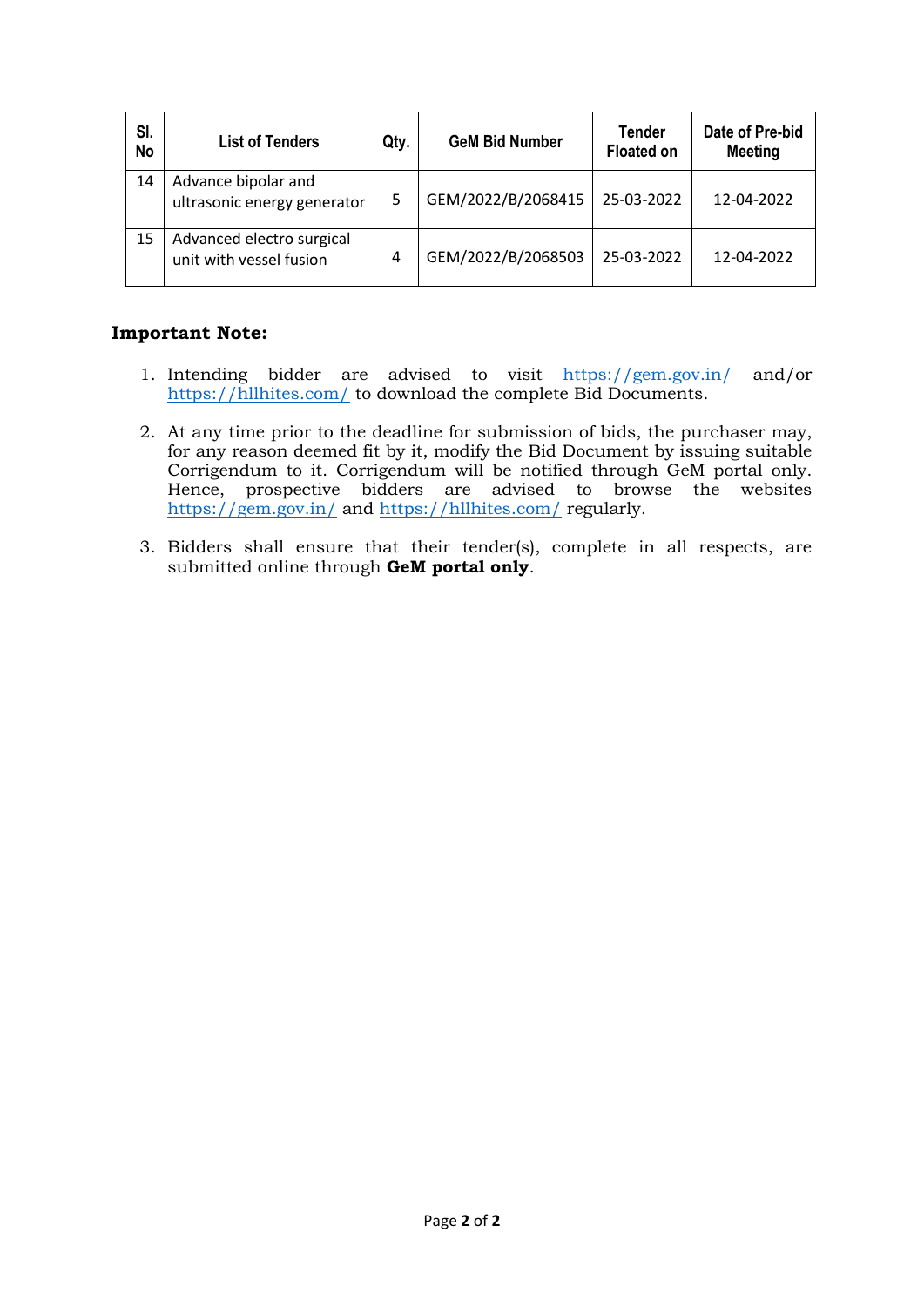| Sl. No | List of Tenders | Qty. | GeM Bid Number | Tender Floated on | Date of Pre-bid Meeting |
|---|---|---|---|---|---|
| 14 | Advance bipolar and ultrasonic energy generator | 5 | GEM/2022/B/2068415 | 25-03-2022 | 12-04-2022 |
| 15 | Advanced electro surgical unit with vessel fusion | 4 | GEM/2022/B/2068503 | 25-03-2022 | 12-04-2022 |

## Important Note:

1. Intending bidder are advised to visit https://gem.gov.in/ and/or https://hllhites.com/ to download the complete Bid Documents.

2. At any time prior to the deadline for submission of bids, the purchaser may, for any reason deemed fit by it, modify the Bid Document by issuing suitable Corrigendum to it. Corrigendum will be notified through GeM portal only. Hence, prospective bidders are advised to browse the websites https://gem.gov.in/ and https://hllhites.com/ regularly.

3. Bidders shall ensure that their tender(s), complete in all respects, are submitted online through **GeM portal only**.